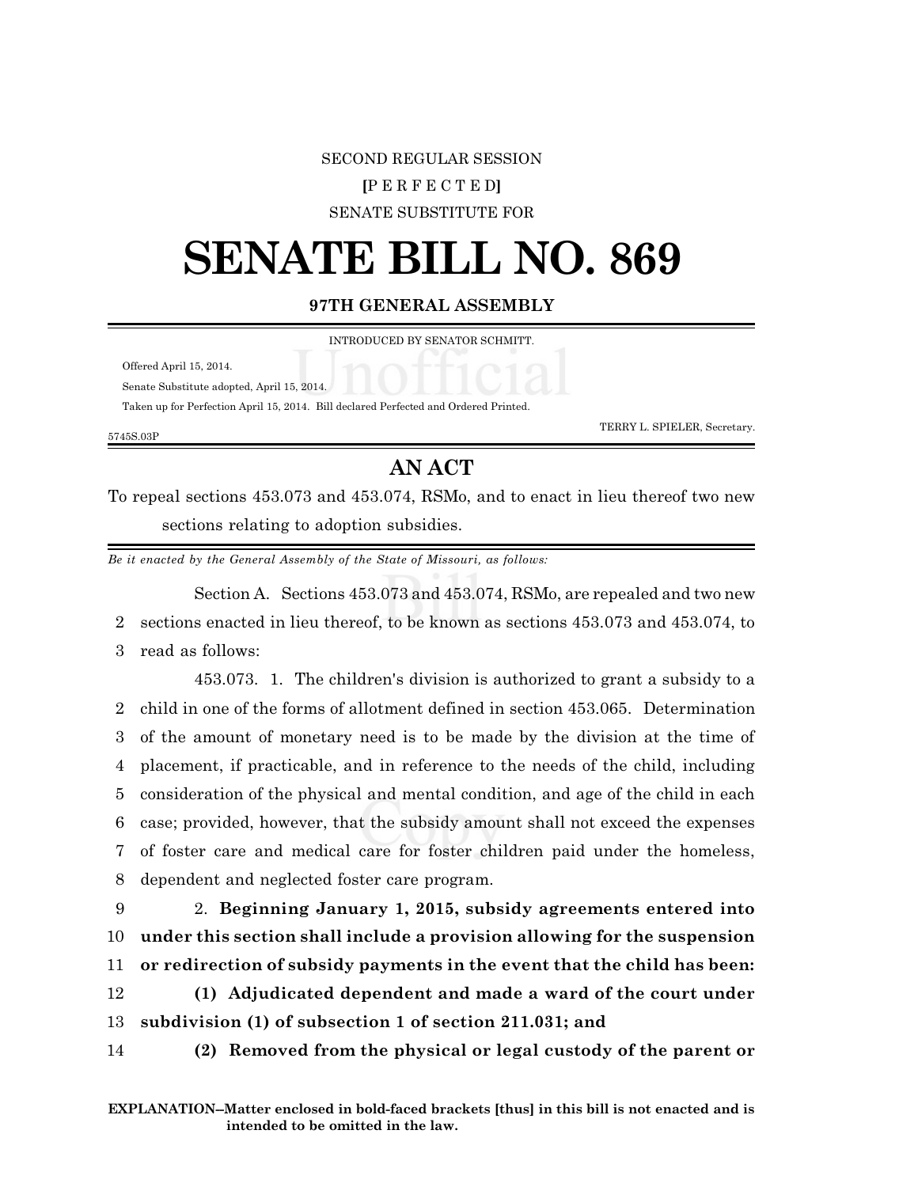SECOND REGULAR SESSION

**[**P E R F E C T E D**]**

SENATE SUBSTITUTE FOR

# SENATE BILL NO. 869

**97TH GENERAL ASSEMBLY**

INTRODUCED BY SENATOR SCHMITT.

Offered April 15, 2014.

Senate Substitute adopted, April 15, 2014.

Taken up for Perfection April 15, 2014. Bill declared Perfected and Ordered Printed.

TERRY L. SPIELER, Secretary.

5745S.03P

## AN ACT

To repeal sections 453.073 and 453.074, RSMo, and to enact in lieu thereof two new sections relating to adoption subsidies.

*Be it enacted by the General Assembly of the State of Missouri, as follows:*

Section A. Sections 453.073 and 453.074, RSMo, are repealed and two new sections enacted in lieu thereof, to be known as sections 453.073 and 453.074, to read as follows:

453.073. 1. The children's division is authorized to grant a subsidy to a child in one of the forms of allotment defined in section 453.065. Determination of the amount of monetary need is to be made by the division at the time of placement, if practicable, and in reference to the needs of the child, including consideration of the physical and mental condition, and age of the child in each case; provided, however, that the subsidy amount shall not exceed the expenses of foster care and medical care for foster children paid under the homeless, dependent and neglected foster care program.

2. **Beginning January 1, 2015, subsidy agreements entered into under this section shall include a provision allowing for the suspension or redirection of subsidy payments in the event that the child has been:**

**(1) Adjudicated dependent and made a ward of the court under subdivision (1) of subsection 1 of section 211.031; and**

**(2) Removed from the physical or legal custody of the parent or**

**EXPLANATION–Matter enclosed in bold-faced brackets [thus] in this bill is not enacted and is intended to be omitted in the law.**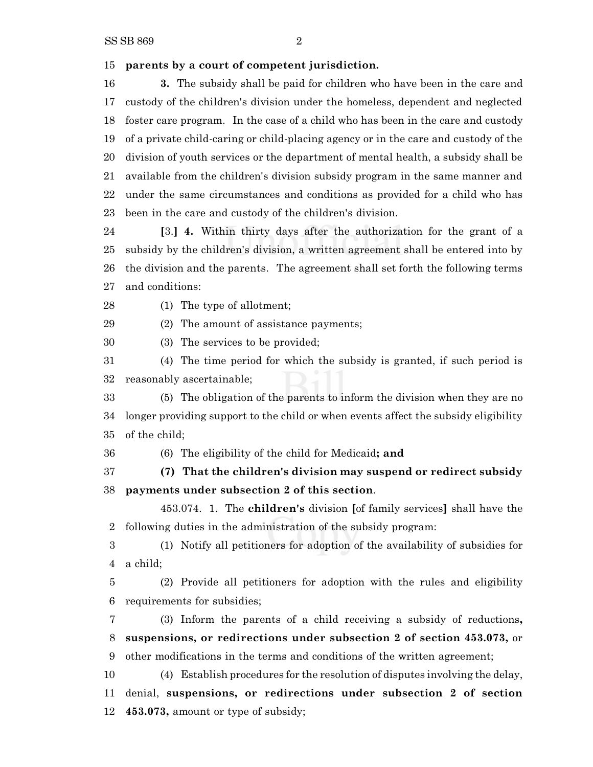**parents by a court of competent jurisdiction.**

**3.** The subsidy shall be paid for children who have been in the care and custody of the children's division under the homeless, dependent and neglected foster care program. In the case of a child who has been in the care and custody of a private child-caring or child-placing agency or in the care and custody of the division of youth services or the department of mental health, a subsidy shall be available from the children's division subsidy program in the same manner and under the same circumstances and conditions as provided for a child who has been in the care and custody of the children's division.

**[**3.**]** **4.** Within thirty days after the authorization for the grant of a subsidy by the children's division, a written agreement shall be entered into by the division and the parents. The agreement shall set forth the following terms and conditions:

(1) The type of allotment;

(2) The amount of assistance payments;

(3) The services to be provided;

(4) The time period for which the subsidy is granted, if such period is reasonably ascertainable;

(5) The obligation of the parents to inform the division when they are no longer providing support to the child or when events affect the subsidy eligibility of the child;

(6) The eligibility of the child for Medicaid**; and**

**(7) That the children's division may suspend or redirect subsidy payments under subsection 2 of this section**.

453.074. 1. The **children's** division **[**of family services**]** shall have the following duties in the administration of the subsidy program:

(1) Notify all petitioners for adoption of the availability of subsidies for a child;

(2) Provide all petitioners for adoption with the rules and eligibility requirements for subsidies;

(3) Inform the parents of a child receiving a subsidy of reductions**, suspensions, or redirections under subsection 2 of section 453.073,** or other modifications in the terms and conditions of the written agreement;

(4) Establish procedures for the resolution of disputes involving the delay, denial, **suspensions, or redirections under subsection 2 of section 453.073,** amount or type of subsidy;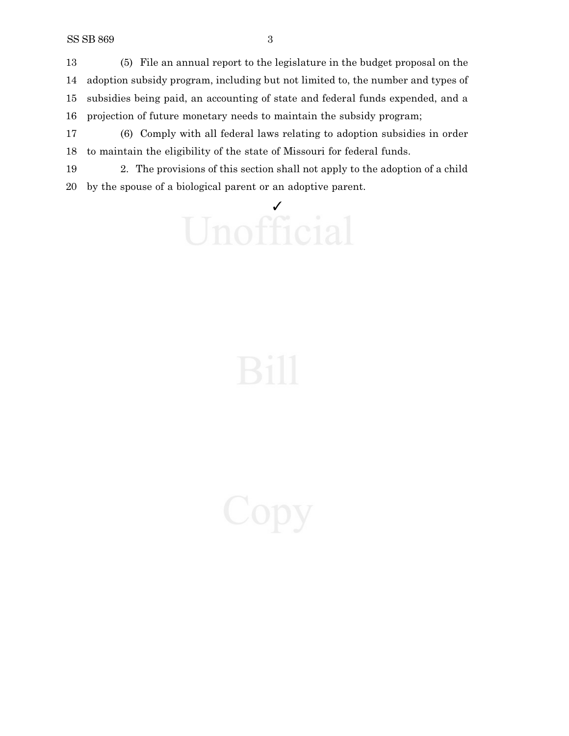13 (5) File an annual report to the legislature in the budget proposal on the
14 adoption subsidy program, including but not limited to, the number and types of
15 subsidies being paid, an accounting of state and federal funds expended, and a
16 projection of future monetary needs to maintain the subsidy program;

17 (6) Comply with all federal laws relating to adoption subsidies in order
18 to maintain the eligibility of the state of Missouri for federal funds.

19 2. The provisions of this section shall not apply to the adoption of a child
20 by the spouse of a biological parent or an adoptive parent.

✓

Unofficial

Bill

Copy